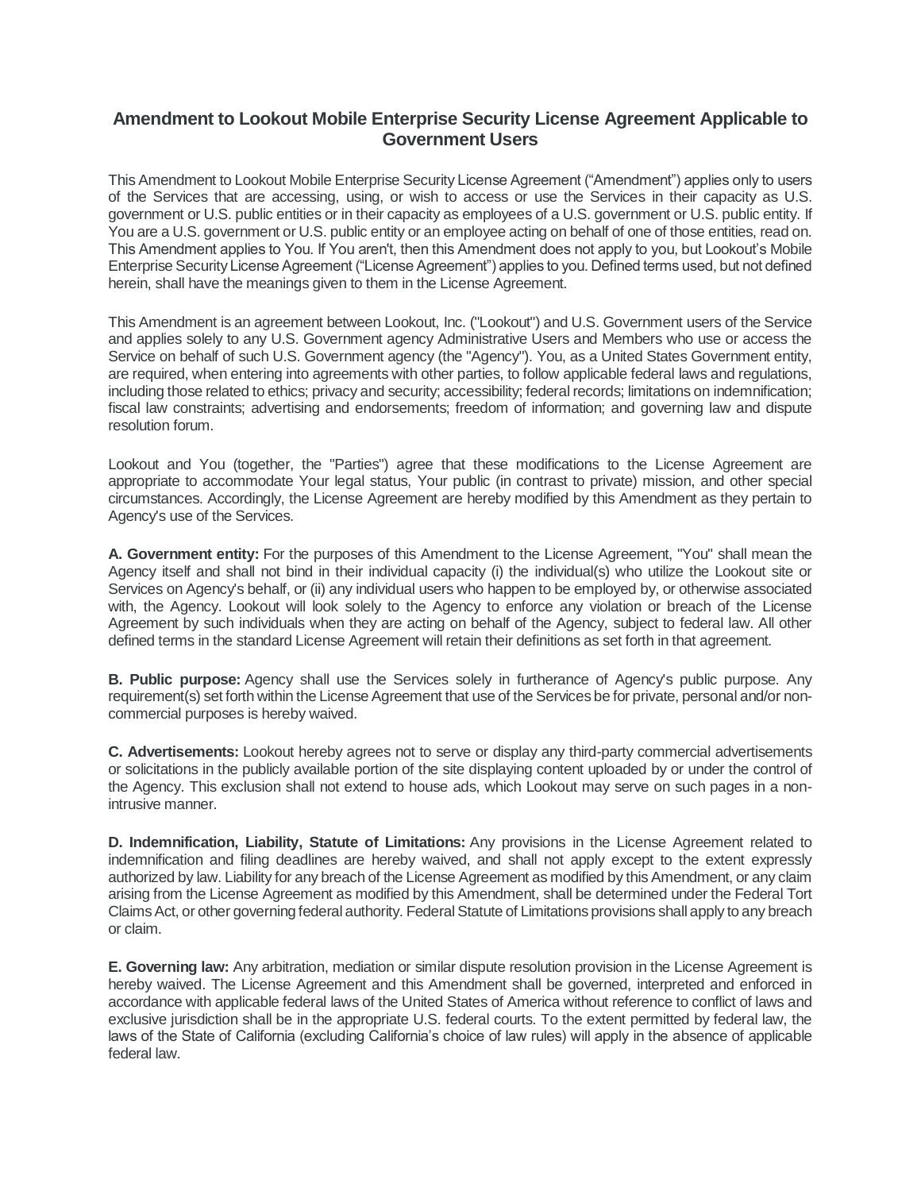# Amendment to Lookout Mobile Enterprise Security License Agreement Applicable to Government Users

This Amendment to Lookout Mobile Enterprise Security License Agreement ("Amendment") applies only to users of the Services that are accessing, using, or wish to access or use the Services in their capacity as U.S. government or U.S. public entities or in their capacity as employees of a U.S. government or U.S. public entity. If You are a U.S. government or U.S. public entity or an employee acting on behalf of one of those entities, read on. This Amendment applies to You. If You aren't, then this Amendment does not apply to you, but Lookout's Mobile Enterprise Security License Agreement ("License Agreement") applies to you. Defined terms used, but not defined herein, shall have the meanings given to them in the License Agreement.

This Amendment is an agreement between Lookout, Inc. ("Lookout") and U.S. Government users of the Service and applies solely to any U.S. Government agency Administrative Users and Members who use or access the Service on behalf of such U.S. Government agency (the "Agency"). You, as a United States Government entity, are required, when entering into agreements with other parties, to follow applicable federal laws and regulations, including those related to ethics; privacy and security; accessibility; federal records; limitations on indemnification; fiscal law constraints; advertising and endorsements; freedom of information; and governing law and dispute resolution forum.

Lookout and You (together, the "Parties") agree that these modifications to the License Agreement are appropriate to accommodate Your legal status, Your public (in contrast to private) mission, and other special circumstances. Accordingly, the License Agreement are hereby modified by this Amendment as they pertain to Agency's use of the Services.

**A. Government entity:** For the purposes of this Amendment to the License Agreement, "You" shall mean the Agency itself and shall not bind in their individual capacity (i) the individual(s) who utilize the Lookout site or Services on Agency's behalf, or (ii) any individual users who happen to be employed by, or otherwise associated with, the Agency. Lookout will look solely to the Agency to enforce any violation or breach of the License Agreement by such individuals when they are acting on behalf of the Agency, subject to federal law. All other defined terms in the standard License Agreement will retain their definitions as set forth in that agreement.

**B. Public purpose:** Agency shall use the Services solely in furtherance of Agency's public purpose. Any requirement(s) set forth within the License Agreement that use of the Services be for private, personal and/or non-commercial purposes is hereby waived.

**C. Advertisements:** Lookout hereby agrees not to serve or display any third-party commercial advertisements or solicitations in the publicly available portion of the site displaying content uploaded by or under the control of the Agency. This exclusion shall not extend to house ads, which Lookout may serve on such pages in a non-intrusive manner.

**D. Indemnification, Liability, Statute of Limitations:** Any provisions in the License Agreement related to indemnification and filing deadlines are hereby waived, and shall not apply except to the extent expressly authorized by law. Liability for any breach of the License Agreement as modified by this Amendment, or any claim arising from the License Agreement as modified by this Amendment, shall be determined under the Federal Tort Claims Act, or other governing federal authority. Federal Statute of Limitations provisions shall apply to any breach or claim.

**E. Governing law:** Any arbitration, mediation or similar dispute resolution provision in the License Agreement is hereby waived. The License Agreement and this Amendment shall be governed, interpreted and enforced in accordance with applicable federal laws of the United States of America without reference to conflict of laws and exclusive jurisdiction shall be in the appropriate U.S. federal courts. To the extent permitted by federal law, the laws of the State of California (excluding California's choice of law rules) will apply in the absence of applicable federal law.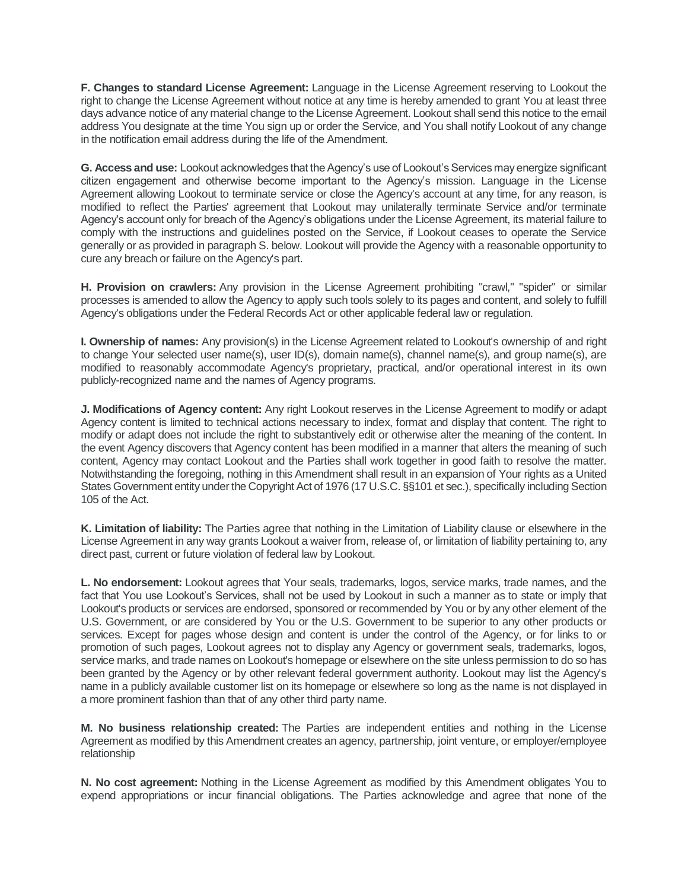**F. Changes to standard License Agreement:** Language in the License Agreement reserving to Lookout the right to change the License Agreement without notice at any time is hereby amended to grant You at least three days advance notice of any material change to the License Agreement. Lookout shall send this notice to the email address You designate at the time You sign up or order the Service, and You shall notify Lookout of any change in the notification email address during the life of the Amendment.

**G. Access and use:** Lookout acknowledges that the Agency's use of Lookout's Services may energize significant citizen engagement and otherwise become important to the Agency's mission. Language in the License Agreement allowing Lookout to terminate service or close the Agency's account at any time, for any reason, is modified to reflect the Parties' agreement that Lookout may unilaterally terminate Service and/or terminate Agency's account only for breach of the Agency's obligations under the License Agreement, its material failure to comply with the instructions and guidelines posted on the Service, if Lookout ceases to operate the Service generally or as provided in paragraph S. below. Lookout will provide the Agency with a reasonable opportunity to cure any breach or failure on the Agency's part.

**H. Provision on crawlers:** Any provision in the License Agreement prohibiting "crawl," "spider" or similar processes is amended to allow the Agency to apply such tools solely to its pages and content, and solely to fulfill Agency's obligations under the Federal Records Act or other applicable federal law or regulation.

**I. Ownership of names:** Any provision(s) in the License Agreement related to Lookout's ownership of and right to change Your selected user name(s), user ID(s), domain name(s), channel name(s), and group name(s), are modified to reasonably accommodate Agency's proprietary, practical, and/or operational interest in its own publicly-recognized name and the names of Agency programs.

**J. Modifications of Agency content:** Any right Lookout reserves in the License Agreement to modify or adapt Agency content is limited to technical actions necessary to index, format and display that content. The right to modify or adapt does not include the right to substantively edit or otherwise alter the meaning of the content. In the event Agency discovers that Agency content has been modified in a manner that alters the meaning of such content, Agency may contact Lookout and the Parties shall work together in good faith to resolve the matter. Notwithstanding the foregoing, nothing in this Amendment shall result in an expansion of Your rights as a United States Government entity under the Copyright Act of 1976 (17 U.S.C. §§101 et sec.), specifically including Section 105 of the Act.

**K. Limitation of liability:** The Parties agree that nothing in the Limitation of Liability clause or elsewhere in the License Agreement in any way grants Lookout a waiver from, release of, or limitation of liability pertaining to, any direct past, current or future violation of federal law by Lookout.

**L. No endorsement:** Lookout agrees that Your seals, trademarks, logos, service marks, trade names, and the fact that You use Lookout's Services, shall not be used by Lookout in such a manner as to state or imply that Lookout's products or services are endorsed, sponsored or recommended by You or by any other element of the U.S. Government, or are considered by You or the U.S. Government to be superior to any other products or services. Except for pages whose design and content is under the control of the Agency, or for links to or promotion of such pages, Lookout agrees not to display any Agency or government seals, trademarks, logos, service marks, and trade names on Lookout's homepage or elsewhere on the site unless permission to do so has been granted by the Agency or by other relevant federal government authority. Lookout may list the Agency's name in a publicly available customer list on its homepage or elsewhere so long as the name is not displayed in a more prominent fashion than that of any other third party name.

**M. No business relationship created:** The Parties are independent entities and nothing in the License Agreement as modified by this Amendment creates an agency, partnership, joint venture, or employer/employee relationship

**N. No cost agreement:** Nothing in the License Agreement as modified by this Amendment obligates You to expend appropriations or incur financial obligations. The Parties acknowledge and agree that none of the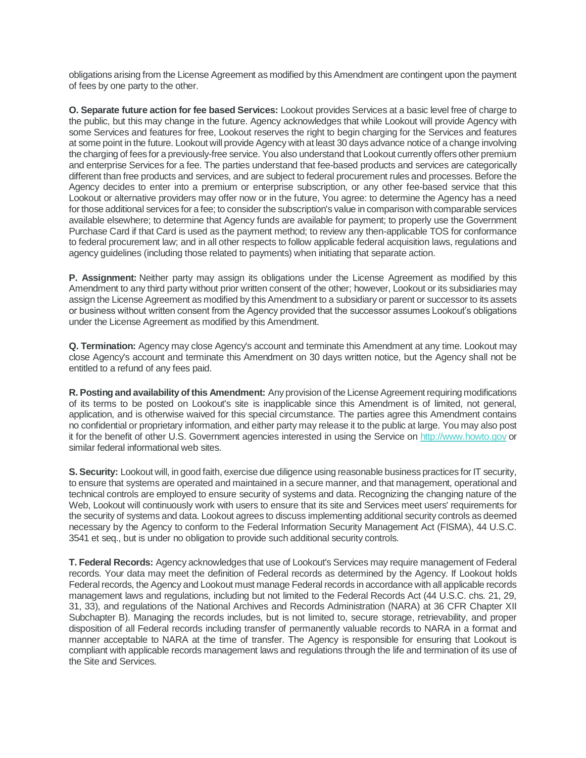obligations arising from the License Agreement as modified by this Amendment are contingent upon the payment of fees by one party to the other.

**O. Separate future action for fee based Services:** Lookout provides Services at a basic level free of charge to the public, but this may change in the future. Agency acknowledges that while Lookout will provide Agency with some Services and features for free, Lookout reserves the right to begin charging for the Services and features at some point in the future. Lookout will provide Agency with at least 30 days advance notice of a change involving the charging of fees for a previously-free service. You also understand that Lookout currently offers other premium and enterprise Services for a fee. The parties understand that fee-based products and services are categorically different than free products and services, and are subject to federal procurement rules and processes. Before the Agency decides to enter into a premium or enterprise subscription, or any other fee-based service that this Lookout or alternative providers may offer now or in the future, You agree: to determine the Agency has a need for those additional services for a fee; to consider the subscription's value in comparison with comparable services available elsewhere; to determine that Agency funds are available for payment; to properly use the Government Purchase Card if that Card is used as the payment method; to review any then-applicable TOS for conformance to federal procurement law; and in all other respects to follow applicable federal acquisition laws, regulations and agency guidelines (including those related to payments) when initiating that separate action.

**P. Assignment:** Neither party may assign its obligations under the License Agreement as modified by this Amendment to any third party without prior written consent of the other; however, Lookout or its subsidiaries may assign the License Agreement as modified by this Amendment to a subsidiary or parent or successor to its assets or business without written consent from the Agency provided that the successor assumes Lookout's obligations under the License Agreement as modified by this Amendment.

**Q. Termination:** Agency may close Agency's account and terminate this Amendment at any time. Lookout may close Agency's account and terminate this Amendment on 30 days written notice, but the Agency shall not be entitled to a refund of any fees paid.

**R. Posting and availability of this Amendment:** Any provision of the License Agreement requiring modifications of its terms to be posted on Lookout's site is inapplicable since this Amendment is of limited, not general, application, and is otherwise waived for this special circumstance. The parties agree this Amendment contains no confidential or proprietary information, and either party may release it to the public at large. You may also post it for the benefit of other U.S. Government agencies interested in using the Service on [http://www.howto.gov](http://www.howto.gov) or similar federal informational web sites.

**S. Security:** Lookout will, in good faith, exercise due diligence using reasonable business practices for IT security, to ensure that systems are operated and maintained in a secure manner, and that management, operational and technical controls are employed to ensure security of systems and data. Recognizing the changing nature of the Web, Lookout will continuously work with users to ensure that its site and Services meet users' requirements for the security of systems and data. Lookout agrees to discuss implementing additional security controls as deemed necessary by the Agency to conform to the Federal Information Security Management Act (FISMA), 44 U.S.C. 3541 et seq., but is under no obligation to provide such additional security controls.

**T. Federal Records:** Agency acknowledges that use of Lookout's Services may require management of Federal records. Your data may meet the definition of Federal records as determined by the Agency. If Lookout holds Federal records, the Agency and Lookout must manage Federal records in accordance with all applicable records management laws and regulations, including but not limited to the Federal Records Act (44 U.S.C. chs. 21, 29, 31, 33), and regulations of the National Archives and Records Administration (NARA) at 36 CFR Chapter XII Subchapter B). Managing the records includes, but is not limited to, secure storage, retrievability, and proper disposition of all Federal records including transfer of permanently valuable records to NARA in a format and manner acceptable to NARA at the time of transfer. The Agency is responsible for ensuring that Lookout is compliant with applicable records management laws and regulations through the life and termination of its use of the Site and Services.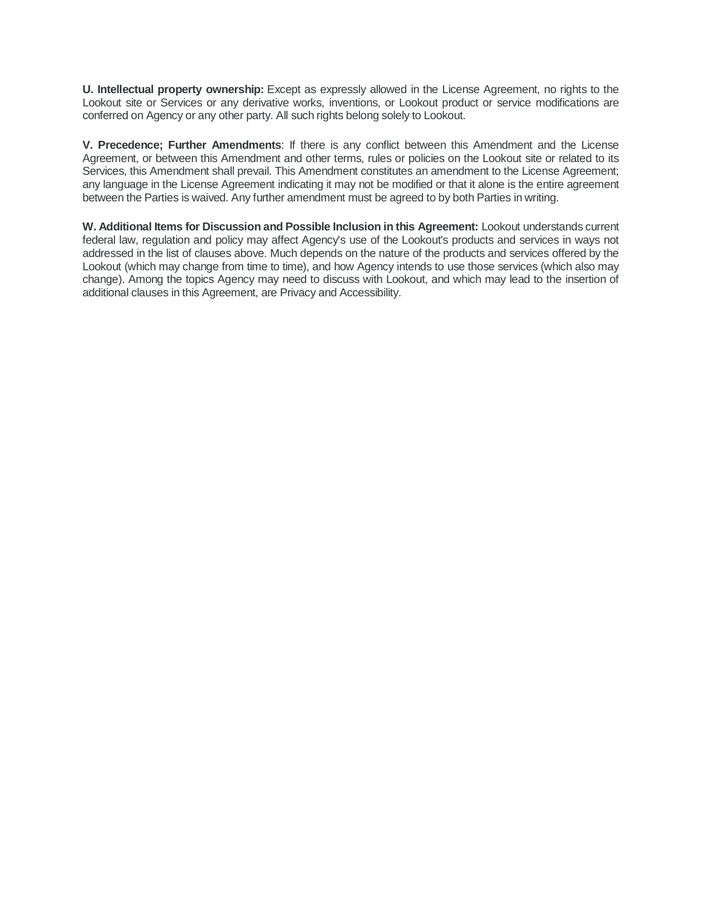**U. Intellectual property ownership:** Except as expressly allowed in the License Agreement, no rights to the Lookout site or Services or any derivative works, inventions, or Lookout product or service modifications are conferred on Agency or any other party. All such rights belong solely to Lookout.

**V. Precedence; Further Amendments**: If there is any conflict between this Amendment and the License Agreement, or between this Amendment and other terms, rules or policies on the Lookout site or related to its Services, this Amendment shall prevail. This Amendment constitutes an amendment to the License Agreement; any language in the License Agreement indicating it may not be modified or that it alone is the entire agreement between the Parties is waived. Any further amendment must be agreed to by both Parties in writing.

**W. Additional Items for Discussion and Possible Inclusion in this Agreement:** Lookout understands current federal law, regulation and policy may affect Agency's use of the Lookout's products and services in ways not addressed in the list of clauses above. Much depends on the nature of the products and services offered by the Lookout (which may change from time to time), and how Agency intends to use those services (which also may change). Among the topics Agency may need to discuss with Lookout, and which may lead to the insertion of additional clauses in this Agreement, are Privacy and Accessibility.